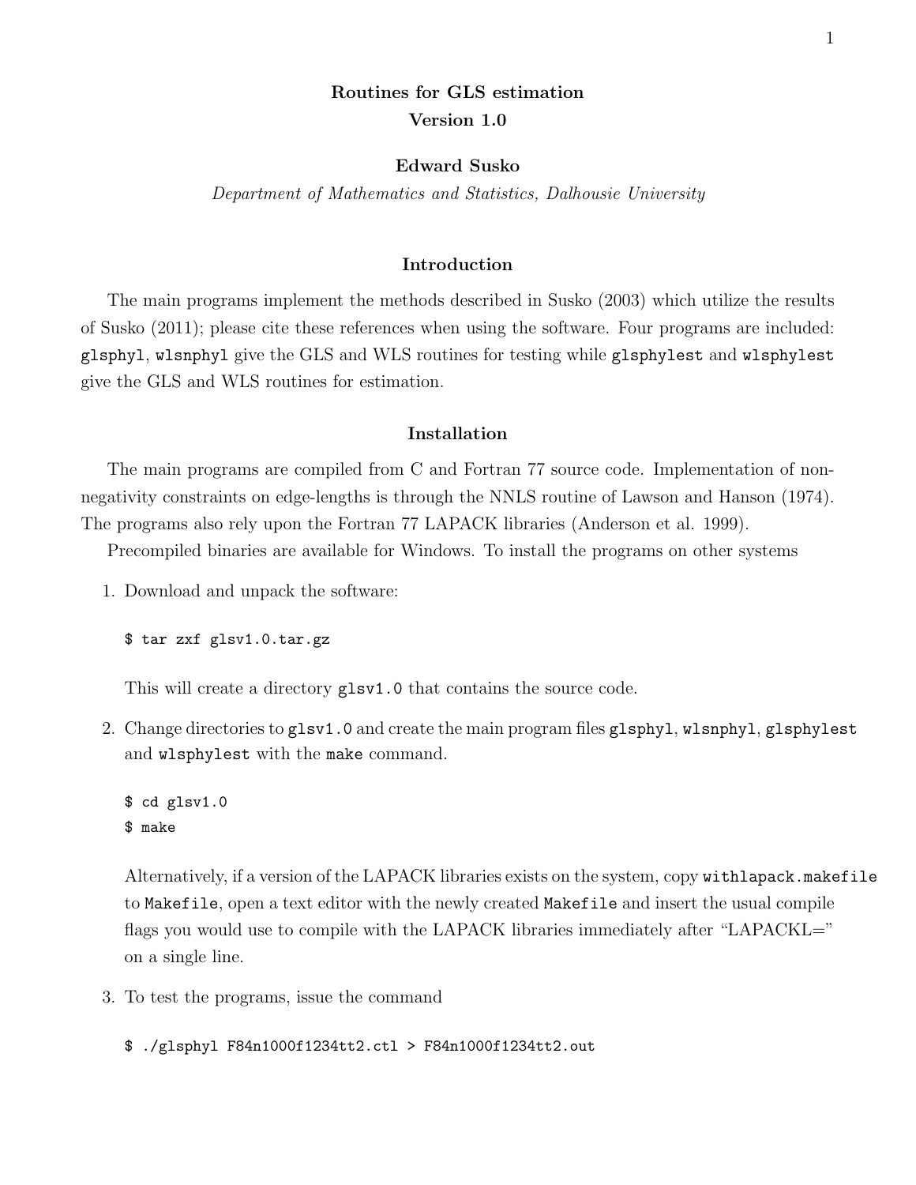# Routines for GLS estimation

**Version 1.0**

**Edward Susko**

*Department of Mathematics and Statistics, Dalhousie University*

## Introduction

The main programs implement the methods described in Susko (2003) which utilize the results of Susko (2011); please cite these references when using the software. Four programs are included: `glsphyl`, `wlsnphyl` give the GLS and WLS routines for testing while `glsphylest` and `wlsphylest` give the GLS and WLS routines for estimation.

## Installation

The main programs are compiled from C and Fortran 77 source code. Implementation of non-negativity constraints on edge-lengths is through the NNLS routine of Lawson and Hanson (1974). The programs also rely upon the Fortran 77 LAPACK libraries (Anderson et al. 1999).

Precompiled binaries are available for Windows. To install the programs on other systems

1. Download and unpack the software:

   ```
   $ tar zxf glsv1.0.tar.gz
   ```

   This will create a directory `glsv1.0` that contains the source code.

2. Change directories to `glsv1.0` and create the main program files `glsphyl`, `wlsnphyl`, `glsphylest` and `wlsphylest` with the `make` command.

   ```
   $ cd glsv1.0
   $ make
   ```

   Alternatively, if a version of the LAPACK libraries exists on the system, copy `withlapack.makefile` to `Makefile`, open a text editor with the newly created `Makefile` and insert the usual compile flags you would use to compile with the LAPACK libraries immediately after "LAPACKL=" on a single line.

3. To test the programs, issue the command

   ```
   $ ./glsphyl F84n1000f1234tt2.ctl > F84n1000f1234tt2.out
   ```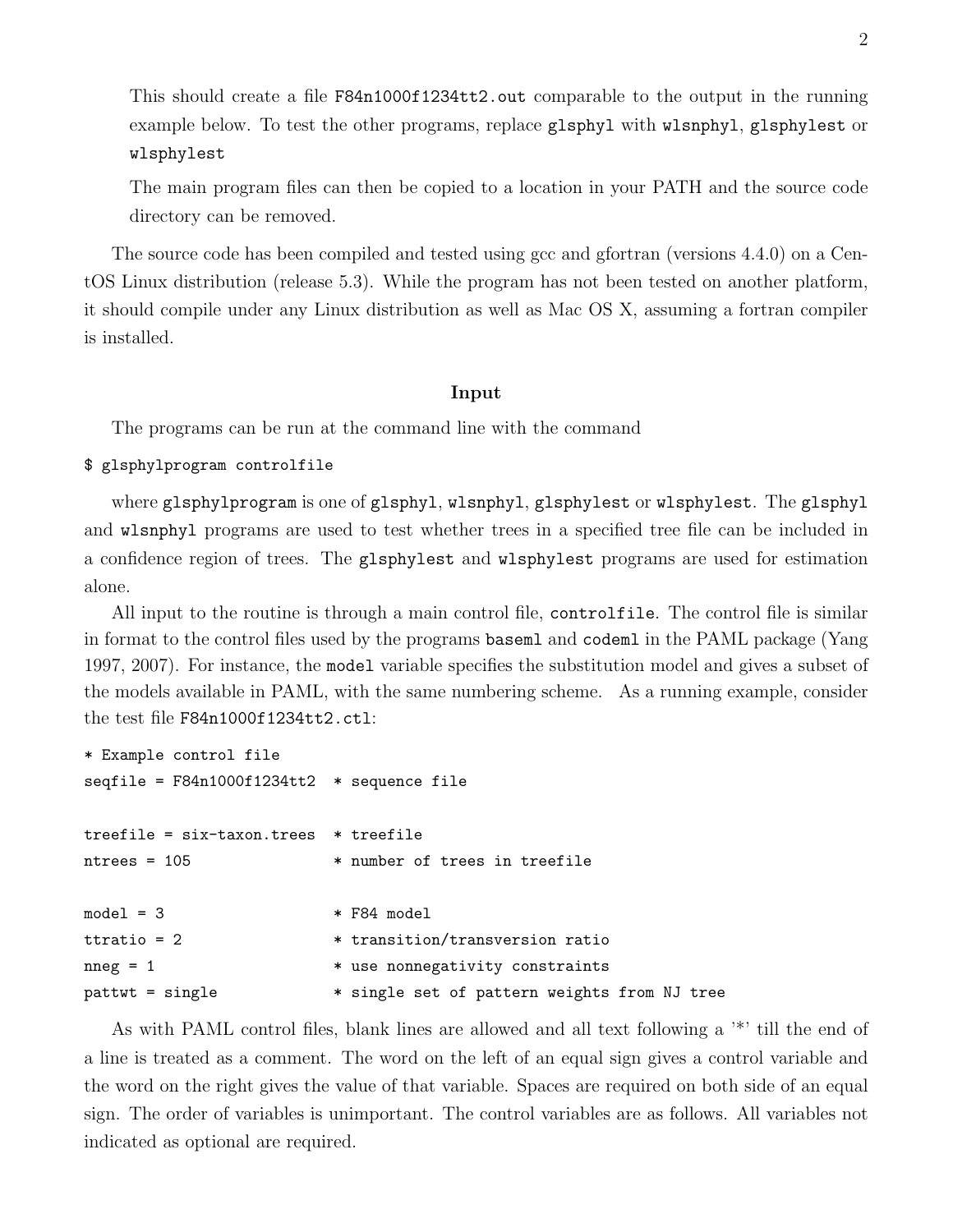This should create a file `F84n1000f1234tt2.out` comparable to the output in the running example below. To test the other programs, replace `glsphyl` with `wlsnphyl`, `glsphylest` or `wlsphylest`

The main program files can then be copied to a location in your PATH and the source code directory can be removed.

The source code has been compiled and tested using gcc and gfortran (versions 4.4.0) on a CentOS Linux distribution (release 5.3). While the program has not been tested on another platform, it should compile under any Linux distribution as well as Mac OS X, assuming a fortran compiler is installed.

## Input

The programs can be run at the command line with the command

```
$ glsphylprogram controlfile
```

where `glsphylprogram` is one of `glsphyl`, `wlsnphyl`, `glsphylest` or `wlsphylest`. The `glsphyl` and `wlsnphyl` programs are used to test whether trees in a specified tree file can be included in a confidence region of trees. The `glsphylest` and `wlsphylest` programs are used for estimation alone.

All input to the routine is through a main control file, `controlfile`. The control file is similar in format to the control files used by the programs `baseml` and `codeml` in the PAML package (Yang 1997, 2007). For instance, the `model` variable specifies the substitution model and gives a subset of the models available in PAML, with the same numbering scheme. As a running example, consider the test file `F84n1000f1234tt2.ctl`:

```
* Example control file
seqfile = F84n1000f1234tt2  * sequence file

treefile = six-taxon.trees  * treefile
ntrees = 105                * number of trees in treefile

model = 3                   * F84 model
ttratio = 2                 * transition/transversion ratio
nneg = 1                    * use nonnegativity constraints
pattwt = single             * single set of pattern weights from NJ tree
```

As with PAML control files, blank lines are allowed and all text following a '*' till the end of a line is treated as a comment. The word on the left of an equal sign gives a control variable and the word on the right gives the value of that variable. Spaces are required on both side of an equal sign. The order of variables is unimportant. The control variables are as follows. All variables not indicated as optional are required.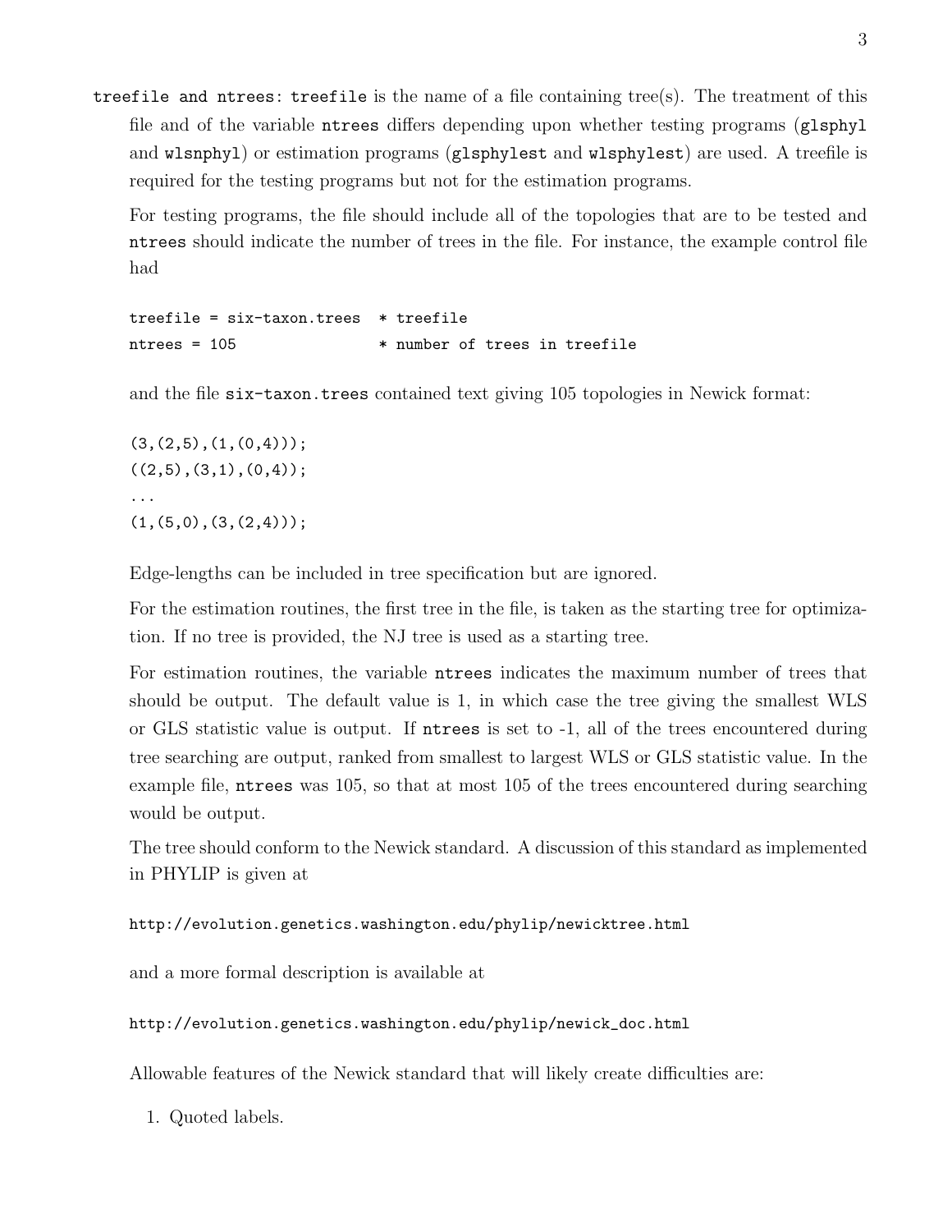**treefile and ntrees**: `treefile` is the name of a file containing tree(s). The treatment of this file and of the variable `ntrees` differs depending upon whether testing programs (`glsphyl` and `wlsnphyl`) or estimation programs (`glsphylest` and `wlsphylest`) are used. A treefile is required for the testing programs but not for the estimation programs.

For testing programs, the file should include all of the topologies that are to be tested and `ntrees` should indicate the number of trees in the file. For instance, the example control file had

```
treefile = six-taxon.trees  * treefile
ntrees = 105                * number of trees in treefile
```

and the file `six-taxon.trees` contained text giving 105 topologies in Newick format:

```
(3,(2,5),(1,(0,4)));
((2,5),(3,1),(0,4));
...
(1,(5,0),(3,(2,4)));
```

Edge-lengths can be included in tree specification but are ignored.

For the estimation routines, the first tree in the file, is taken as the starting tree for optimization. If no tree is provided, the NJ tree is used as a starting tree.

For estimation routines, the variable `ntrees` indicates the maximum number of trees that should be output. The default value is 1, in which case the tree giving the smallest WLS or GLS statistic value is output. If `ntrees` is set to -1, all of the trees encountered during tree searching are output, ranked from smallest to largest WLS or GLS statistic value. In the example file, `ntrees` was 105, so that at most 105 of the trees encountered during searching would be output.

The tree should conform to the Newick standard. A discussion of this standard as implemented in PHYLIP is given at

```
http://evolution.genetics.washington.edu/phylip/newicktree.html
```

and a more formal description is available at

```
http://evolution.genetics.washington.edu/phylip/newick_doc.html
```

Allowable features of the Newick standard that will likely create difficulties are:

1. Quoted labels.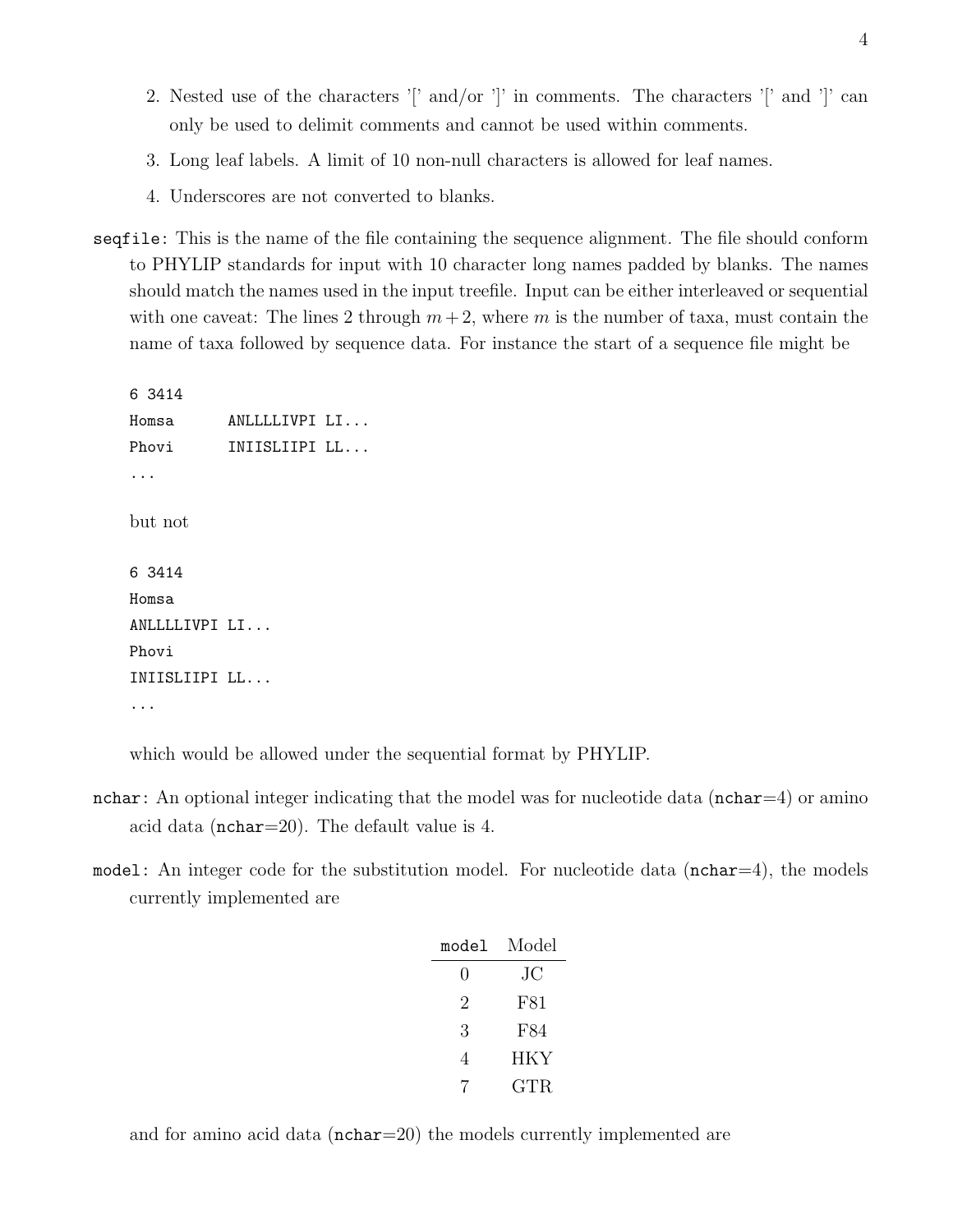2. Nested use of the characters '[' and/or ']' in comments. The characters '[' and ']' can only be used to delimit comments and cannot be used within comments.

3. Long leaf labels. A limit of 10 non-null characters is allowed for leaf names.

4. Underscores are not converted to blanks.

`seqfile`: This is the name of the file containing the sequence alignment. The file should conform to PHYLIP standards for input with 10 character long names padded by blanks. The names should match the names used in the input treefile. Input can be either interleaved or sequential with one caveat: The lines 2 through $m+2$, where $m$ is the number of taxa, must contain the name of taxa followed by sequence data. For instance the start of a sequence file might be

```
6 3414
Homsa      ANLLLLIVPI LI...
Phovi      INIISLIIPI LL...
...
```

but not

```
6 3414
Homsa
ANLLLLIVPI LI...
Phovi
INIISLIIPI LL...
...
```

which would be allowed under the sequential format by PHYLIP.

`nchar`: An optional integer indicating that the model was for nucleotide data (`nchar`=4) or amino acid data (`nchar`=20). The default value is 4.

`model`: An integer code for the substitution model. For nucleotide data (`nchar`=4), the models currently implemented are

| `model` | Model |
|---|---|
| 0 | JC |
| 2 | F81 |
| 3 | F84 |
| 4 | HKY |
| 7 | GTR |

and for amino acid data (`nchar`=20) the models currently implemented are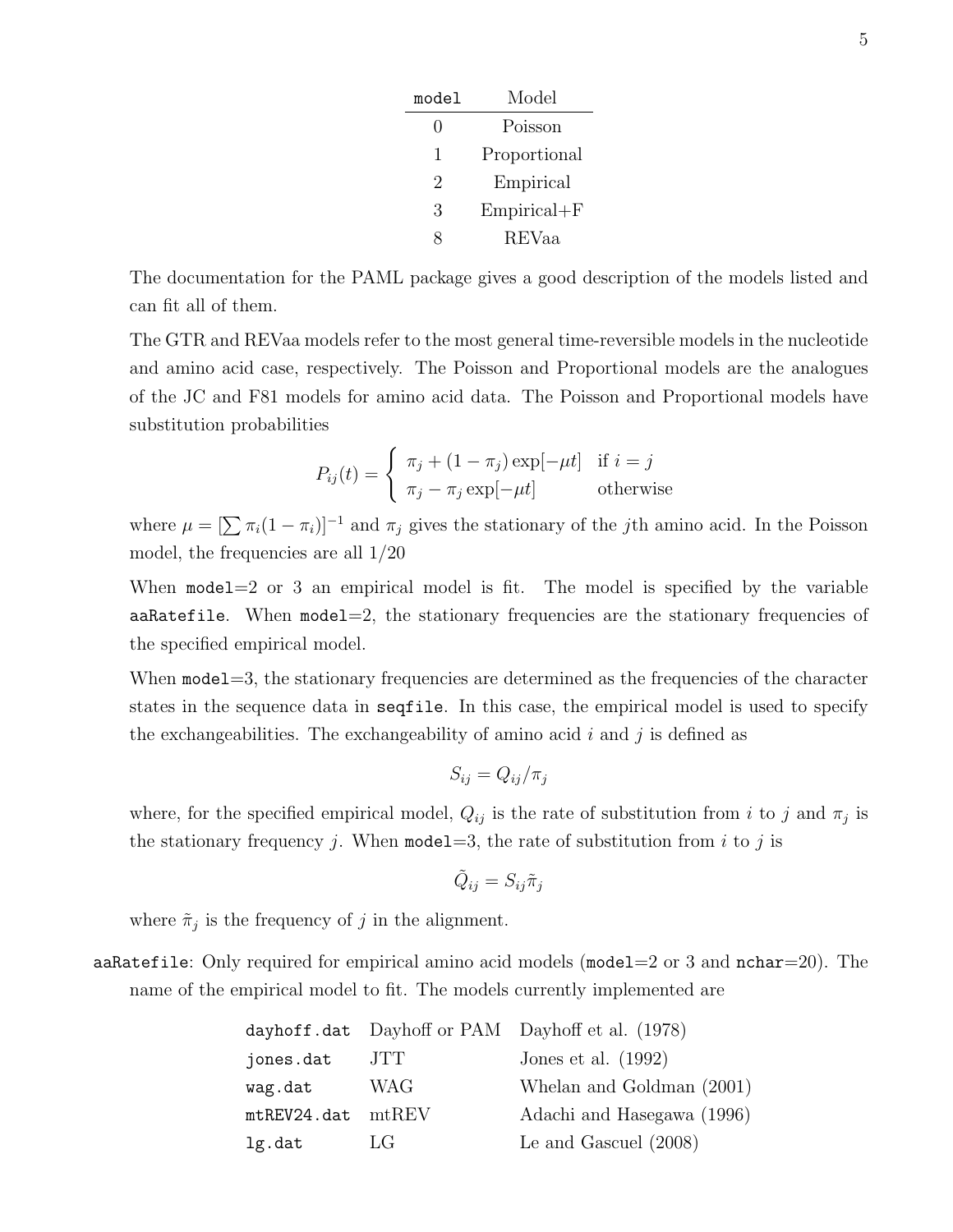| `model` | Model |
|---|---|
| 0 | Poisson |
| 1 | Proportional |
| 2 | Empirical |
| 3 | Empirical+F |
| 8 | REVaa |

The documentation for the PAML package gives a good description of the models listed and can fit all of them.

The GTR and REVaa models refer to the most general time-reversible models in the nucleotide and amino acid case, respectively. The Poisson and Proportional models are the analogues of the JC and F81 models for amino acid data. The Poisson and Proportional models have substitution probabilities

$$P_{ij}(t) = \begin{cases} \pi_j + (1 - \pi_j)\exp[-\mu t] & \text{if } i = j \\ \pi_j - \pi_j \exp[-\mu t] & \text{otherwise} \end{cases}$$

where $\mu = [\sum \pi_i(1 - \pi_i)]^{-1}$ and $\pi_j$ gives the stationary of the $j$th amino acid. In the Poisson model, the frequencies are all 1/20

When `model`=2 or 3 an empirical model is fit. The model is specified by the variable `aaRatefile`. When `model`=2, the stationary frequencies are the stationary frequencies of the specified empirical model.

When `model`=3, the stationary frequencies are determined as the frequencies of the character states in the sequence data in `seqfile`. In this case, the empirical model is used to specify the exchangeabilities. The exchangeability of amino acid $i$ and $j$ is defined as

$$S_{ij} = Q_{ij}/\pi_j$$

where, for the specified empirical model, $Q_{ij}$ is the rate of substitution from $i$ to $j$ and $\pi_j$ is the stationary frequency $j$. When `model`=3, the rate of substitution from $i$ to $j$ is

$$\tilde{Q}_{ij} = S_{ij}\tilde{\pi}_j$$

where $\tilde{\pi}_j$ is the frequency of $j$ in the alignment.

`aaRatefile`: Only required for empirical amino acid models (`model`=2 or 3 and `nchar`=20). The name of the empirical model to fit. The models currently implemented are

| | | |
|---|---|---|
| `dayhoff.dat` | Dayhoff or PAM | Dayhoff et al. (1978) |
| `jones.dat` | JTT | Jones et al. (1992) |
| `wag.dat` | WAG | Whelan and Goldman (2001) |
| `mtREV24.dat` | mtREV | Adachi and Hasegawa (1996) |
| `lg.dat` | LG | Le and Gascuel (2008) |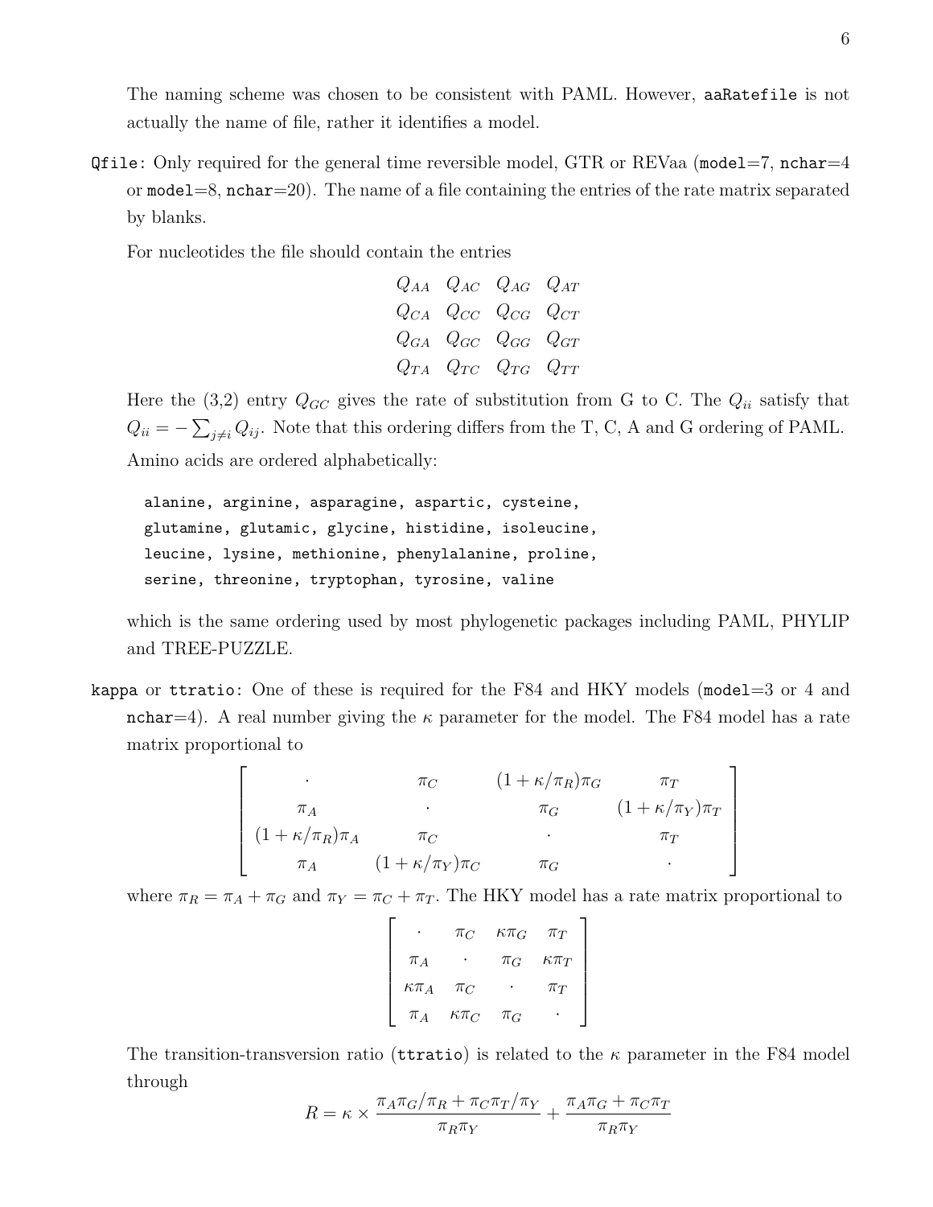The naming scheme was chosen to be consistent with PAML. However, `aaRatefile` is not actually the name of file, rather it identifies a model.

`Qfile`: Only required for the general time reversible model, GTR or REVaa (`model`=7, `nchar`=4 or `model`=8, `nchar`=20). The name of a file containing the entries of the rate matrix separated by blanks.

For nucleotides the file should contain the entries

$$
\begin{matrix}
Q_{AA} & Q_{AC} & Q_{AG} & Q_{AT} \\
Q_{CA} & Q_{CC} & Q_{CG} & Q_{CT} \\
Q_{GA} & Q_{GC} & Q_{GG} & Q_{GT} \\
Q_{TA} & Q_{TC} & Q_{TG} & Q_{TT}
\end{matrix}
$$

Here the (3,2) entry $Q_{GC}$ gives the rate of substitution from G to C. The $Q_{ii}$ satisfy that $Q_{ii} = -\sum_{j \neq i} Q_{ij}$. Note that this ordering differs from the T, C, A and G ordering of PAML.

Amino acids are ordered alphabetically:

```
alanine, arginine, asparagine, aspartic, cysteine,
glutamine, glutamic, glycine, histidine, isoleucine,
leucine, lysine, methionine, phenylalanine, proline,
serine, threonine, tryptophan, tyrosine, valine
```

which is the same ordering used by most phylogenetic packages including PAML, PHYLIP and TREE-PUZZLE.

`kappa` or `ttratio`: One of these is required for the F84 and HKY models (`model`=3 or 4 and `nchar`=4). A real number giving the $\kappa$ parameter for the model. The F84 model has a rate matrix proportional to

$$
\begin{bmatrix}
\cdot & \pi_C & (1+\kappa/\pi_R)\pi_G & \pi_T \\
\pi_A & \cdot & \pi_G & (1+\kappa/\pi_Y)\pi_T \\
(1+\kappa/\pi_R)\pi_A & \pi_C & \cdot & \pi_T \\
\pi_A & (1+\kappa/\pi_Y)\pi_C & \pi_G & \cdot
\end{bmatrix}
$$

where $\pi_R = \pi_A + \pi_G$ and $\pi_Y = \pi_C + \pi_T$. The HKY model has a rate matrix proportional to

$$
\begin{bmatrix}
\cdot & \pi_C & \kappa\pi_G & \pi_T \\
\pi_A & \cdot & \pi_G & \kappa\pi_T \\
\kappa\pi_A & \pi_C & \cdot & \pi_T \\
\pi_A & \kappa\pi_C & \pi_G & \cdot
\end{bmatrix}
$$

The transition-transversion ratio (`ttratio`) is related to the $\kappa$ parameter in the F84 model through

$$
R = \kappa \times \frac{\pi_A\pi_G/\pi_R + \pi_C\pi_T/\pi_Y}{\pi_R\pi_Y} + \frac{\pi_A\pi_G + \pi_C\pi_T}{\pi_R\pi_Y}
$$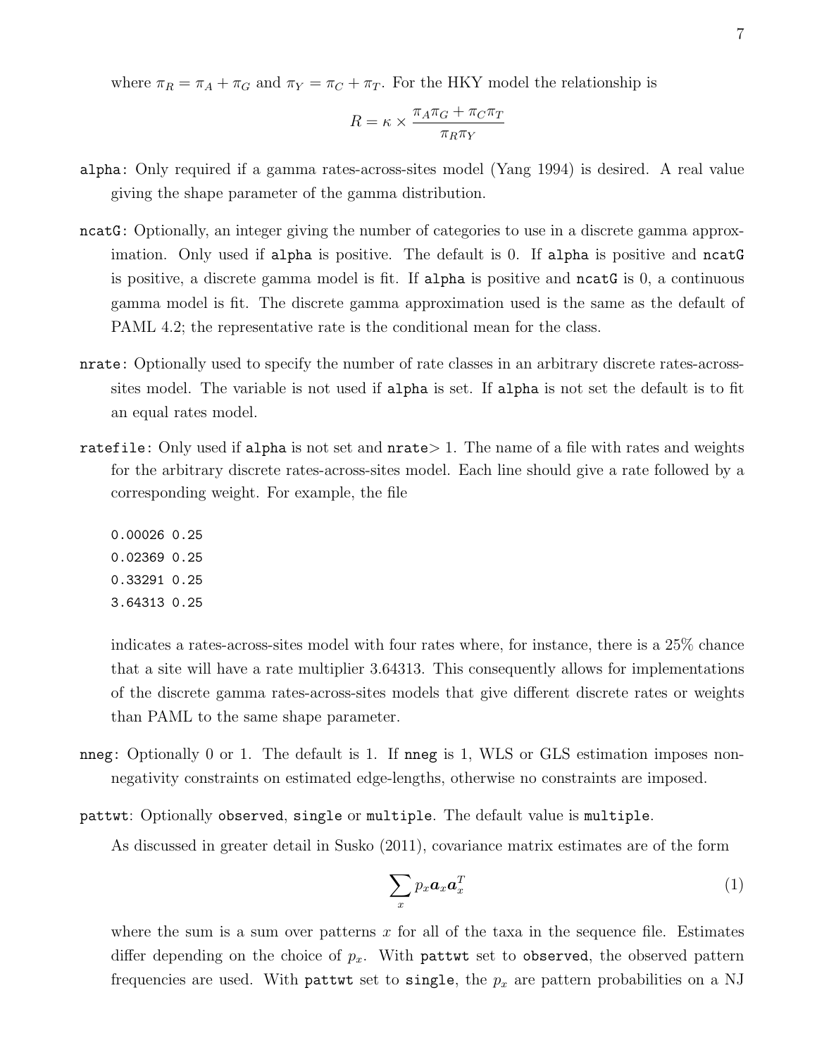where $\pi_R = \pi_A + \pi_G$ and $\pi_Y = \pi_C + \pi_T$. For the HKY model the relationship is

$$R = \kappa \times \frac{\pi_A \pi_G + \pi_C \pi_T}{\pi_R \pi_Y}$$

`alpha`: Only required if a gamma rates-across-sites model (Yang 1994) is desired. A real value giving the shape parameter of the gamma distribution.

`ncatG`: Optionally, an integer giving the number of categories to use in a discrete gamma approximation. Only used if `alpha` is positive. The default is 0. If `alpha` is positive and `ncatG` is positive, a discrete gamma model is fit. If `alpha` is positive and `ncatG` is 0, a continuous gamma model is fit. The discrete gamma approximation used is the same as the default of PAML 4.2; the representative rate is the conditional mean for the class.

`nrate`: Optionally used to specify the number of rate classes in an arbitrary discrete rates-across-sites model. The variable is not used if `alpha` is set. If `alpha` is not set the default is to fit an equal rates model.

`ratefile`: Only used if `alpha` is not set and `nrate`$>1$. The name of a file with rates and weights for the arbitrary discrete rates-across-sites model. Each line should give a rate followed by a corresponding weight. For example, the file

```
0.00026 0.25
0.02369 0.25
0.33291 0.25
3.64313 0.25
```

indicates a rates-across-sites model with four rates where, for instance, there is a 25% chance that a site will have a rate multiplier 3.64313. This consequently allows for implementations of the discrete gamma rates-across-sites models that give different discrete rates or weights than PAML to the same shape parameter.

`nneg`: Optionally 0 or 1. The default is 1. If `nneg` is 1, WLS or GLS estimation imposes non-negativity constraints on estimated edge-lengths, otherwise no constraints are imposed.

`pattwt`: Optionally `observed`, `single` or `multiple`. The default value is `multiple`.

As discussed in greater detail in Susko (2011), covariance matrix estimates are of the form

$$\sum_x p_x \boldsymbol{a}_x \boldsymbol{a}_x^T \tag{1}$$

where the sum is a sum over patterns $x$ for all of the taxa in the sequence file. Estimates differ depending on the choice of $p_x$. With `pattwt` set to `observed`, the observed pattern frequencies are used. With `pattwt` set to `single`, the $p_x$ are pattern probabilities on a NJ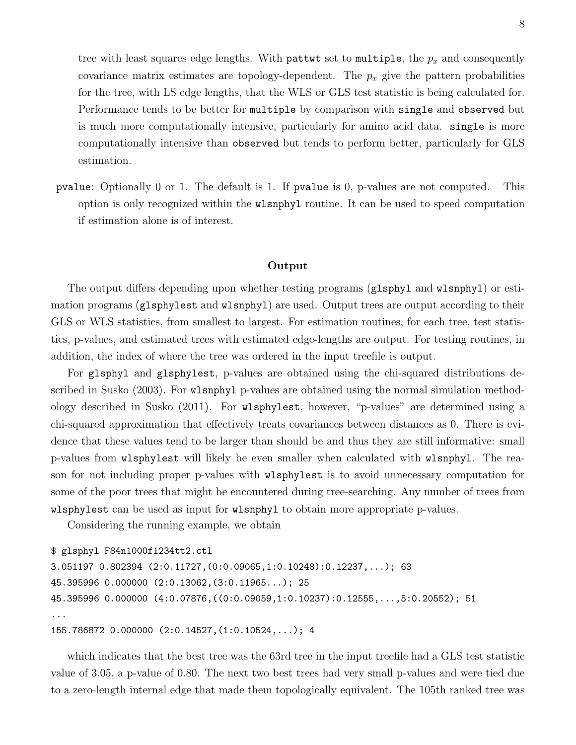tree with least squares edge lengths. With `pattwt` set to `multiple`, the $p_x$ and consequently covariance matrix estimates are topology-dependent. The $p_x$ give the pattern probabilities for the tree, with LS edge lengths, that the WLS or GLS test statistic is being calculated for. Performance tends to be better for `multiple` by comparison with `single` and `observed` but is much more computationally intensive, particularly for amino acid data. `single` is more computationally intensive than `observed` but tends to perform better, particularly for GLS estimation.

`pvalue`: Optionally 0 or 1. The default is 1. If `pvalue` is 0, p-values are not computed. This option is only recognized within the `wlsnphyl` routine. It can be used to speed computation if estimation alone is of interest.

## Output

The output differs depending upon whether testing programs (`glsphyl` and `wlsnphyl`) or estimation programs (`glsphylest` and `wlsnphyl`) are used. Output trees are output according to their GLS or WLS statistics, from smallest to largest. For estimation routines, for each tree, test statistics, p-values, and estimated trees with estimated edge-lengths are output. For testing routines, in addition, the index of where the tree was ordered in the input treefile is output.

For `glsphyl` and `glsphylest`, p-values are obtained using the chi-squared distributions described in Susko (2003). For `wlsnphyl` p-values are obtained using the normal simulation methodology described in Susko (2011). For `wlsphylest`, however, "p-values" are determined using a chi-squared approximation that effectively treats covariances between distances as 0. There is evidence that these values tend to be larger than should be and thus they are still informative: small p-values from `wlsphylest` will likely be even smaller when calculated with `wlsnphyl`. The reason for not including proper p-values with `wlsphylest` is to avoid unnecessary computation for some of the poor trees that might be encountered during tree-searching. Any number of trees from `wlsphylest` can be used as input for `wlsnphyl` to obtain more appropriate p-values.

Considering the running example, we obtain

```
$ glsphyl F84n1000f1234tt2.ctl
3.051197 0.802394 (2:0.11727,(0:0.09065,1:0.10248):0.12237,...); 63
45.395996 0.000000 (2:0.13062,(3:0.11965...); 25
45.395996 0.000000 (4:0.07876,((0:0.09059,1:0.10237):0.12555,...,5:0.20552); 51
...
155.786872 0.000000 (2:0.14527,(1:0.10524,...); 4
```

which indicates that the best tree was the 63rd tree in the input treefile had a GLS test statistic value of 3.05, a p-value of 0.80. The next two best trees had very small p-values and were tied due to a zero-length internal edge that made them topologically equivalent. The 105th ranked tree was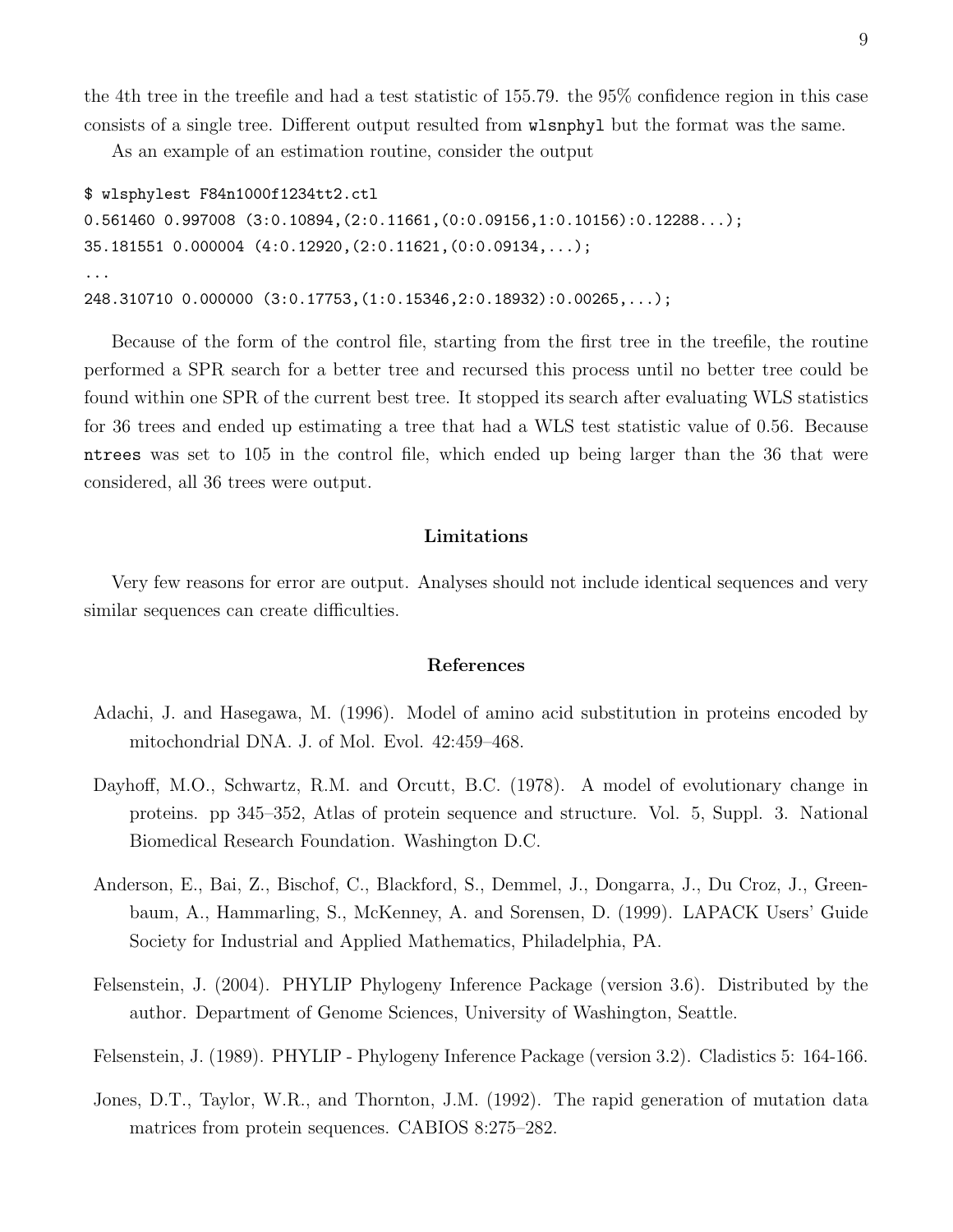the 4th tree in the treefile and had a test statistic of 155.79. the 95% confidence region in this case consists of a single tree. Different output resulted from `wlsnphyl` but the format was the same.

As an example of an estimation routine, consider the output

```
$ wlsphylest F84n1000f1234tt2.ctl
0.561460 0.997008 (3:0.10894,(2:0.11661,(0:0.09156,1:0.10156):0.12288...);
35.181551 0.000004 (4:0.12920,(2:0.11621,(0:0.09134,...);
...
248.310710 0.000000 (3:0.17753,(1:0.15346,2:0.18932):0.00265,...);
```

Because of the form of the control file, starting from the first tree in the treefile, the routine performed a SPR search for a better tree and recursed this process until no better tree could be found within one SPR of the current best tree. It stopped its search after evaluating WLS statistics for 36 trees and ended up estimating a tree that had a WLS test statistic value of 0.56. Because `ntrees` was set to 105 in the control file, which ended up being larger than the 36 that were considered, all 36 trees were output.

## Limitations

Very few reasons for error are output. Analyses should not include identical sequences and very similar sequences can create difficulties.

## References

Adachi, J. and Hasegawa, M. (1996). Model of amino acid substitution in proteins encoded by mitochondrial DNA. J. of Mol. Evol. 42:459–468.

Dayhoff, M.O., Schwartz, R.M. and Orcutt, B.C. (1978). A model of evolutionary change in proteins. pp 345–352, Atlas of protein sequence and structure. Vol. 5, Suppl. 3. National Biomedical Research Foundation. Washington D.C.

Anderson, E., Bai, Z., Bischof, C., Blackford, S., Demmel, J., Dongarra, J., Du Croz, J., Greenbaum, A., Hammarling, S., McKenney, A. and Sorensen, D. (1999). LAPACK Users' Guide Society for Industrial and Applied Mathematics, Philadelphia, PA.

Felsenstein, J. (2004). PHYLIP Phylogeny Inference Package (version 3.6). Distributed by the author. Department of Genome Sciences, University of Washington, Seattle.

Felsenstein, J. (1989). PHYLIP - Phylogeny Inference Package (version 3.2). Cladistics 5: 164-166.

Jones, D.T., Taylor, W.R., and Thornton, J.M. (1992). The rapid generation of mutation data matrices from protein sequences. CABIOS 8:275–282.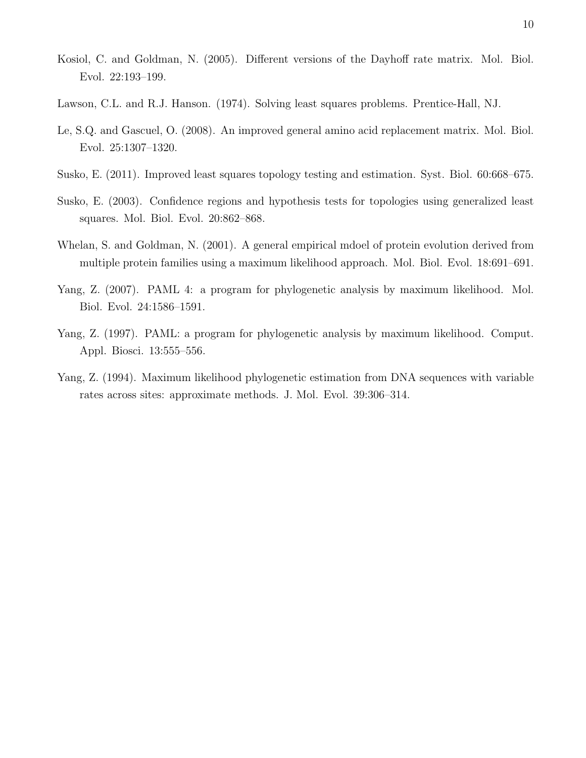Kosiol, C. and Goldman, N. (2005). Different versions of the Dayhoff rate matrix. Mol. Biol. Evol. 22:193–199.

Lawson, C.L. and R.J. Hanson. (1974). Solving least squares problems. Prentice-Hall, NJ.

Le, S.Q. and Gascuel, O. (2008). An improved general amino acid replacement matrix. Mol. Biol. Evol. 25:1307–1320.

Susko, E. (2011). Improved least squares topology testing and estimation. Syst. Biol. 60:668–675.

Susko, E. (2003). Confidence regions and hypothesis tests for topologies using generalized least squares. Mol. Biol. Evol. 20:862–868.

Whelan, S. and Goldman, N. (2001). A general empirical mdoel of protein evolution derived from multiple protein families using a maximum likelihood approach. Mol. Biol. Evol. 18:691–691.

Yang, Z. (2007). PAML 4: a program for phylogenetic analysis by maximum likelihood. Mol. Biol. Evol. 24:1586–1591.

Yang, Z. (1997). PAML: a program for phylogenetic analysis by maximum likelihood. Comput. Appl. Biosci. 13:555–556.

Yang, Z. (1994). Maximum likelihood phylogenetic estimation from DNA sequences with variable rates across sites: approximate methods. J. Mol. Evol. 39:306–314.